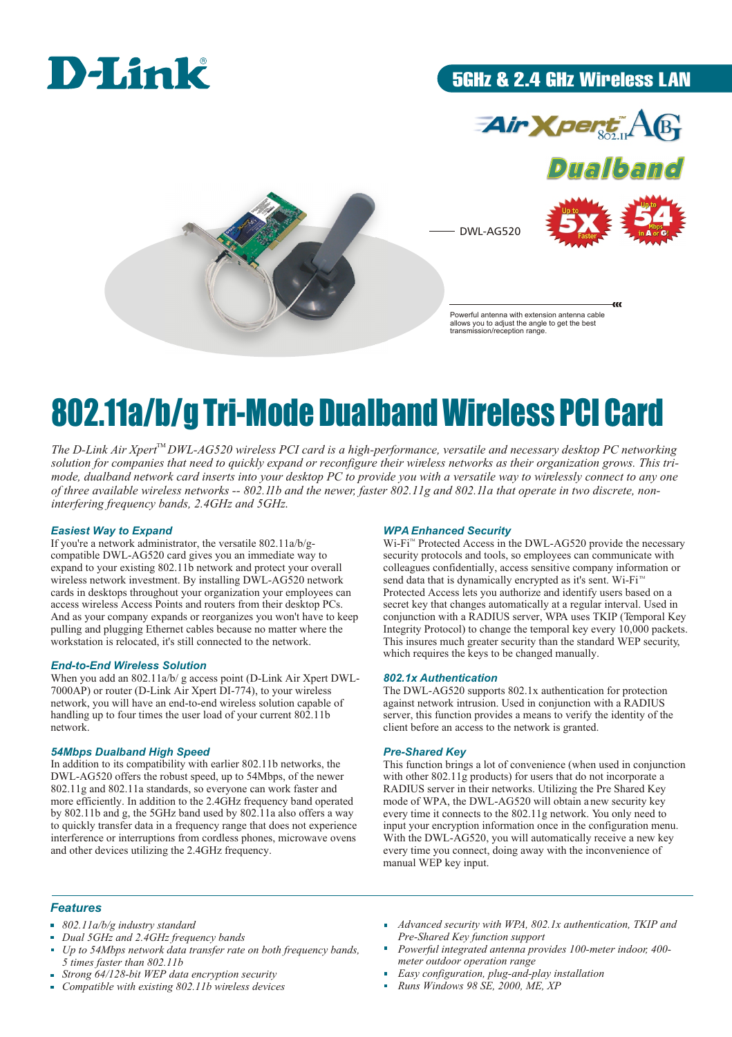D-Link

5GHz & 2.4 GHz Wireless LAN

AirXpert™ 802.11 AG Dualband

DWL-AG520

Up to 5X Faster

Up to 54 Mbps in A or G!

Powerful antenna with extension antenna cable allows you to adjust the angle to get the best transmission/reception range.

# 802.11a/b/g Tri-Mode Dualband Wireless PCI Card

*The D-Link Air Xpert™ DWL-AG520 wireless PCI card is a high-performance, versatile and necessary desktop PC networking solution for companies that need to quickly expand or reconfigure their wireless networks as their organization grows. This tri-mode, dualband network card inserts into your desktop PC to provide you with a versatile way to wirelessly connect to any one of three available wireless networks -- 802.11b and the newer, faster 802.11g and 802.11a that operate in two discrete, non-interfering frequency bands, 2.4GHz and 5GHz.*

### Easiest Way to Expand

If you're a network administrator, the versatile 802.11a/b/g-compatible DWL-AG520 card gives you an immediate way to expand to your existing 802.11b network and protect your overall wireless network investment. By installing DWL-AG520 network cards in desktops throughout your organization your employees can access wireless Access Points and routers from their desktop PCs. And as your company expands or reorganizes you won't have to keep pulling and plugging Ethernet cables because no matter where the workstation is relocated, it's still connected to the network.

### End-to-End Wireless Solution

When you add an 802.11a/b/ g access point (D-Link Air Xpert DWL-7000AP) or router (D-Link Air Xpert DI-774), to your wireless network, you will have an end-to-end wireless solution capable of handling up to four times the user load of your current 802.11b network.

### 54Mbps Dualband High Speed

In addition to its compatibility with earlier 802.11b networks, the DWL-AG520 offers the robust speed, up to 54Mbps, of the newer 802.11g and 802.11a standards, so everyone can work faster and more efficiently. In addition to the 2.4GHz frequency band operated by 802.11b and g, the 5GHz band used by 802.11a also offers a way to quickly transfer data in a frequency range that does not experience interference or interruptions from cordless phones, microwave ovens and other devices utilizing the 2.4GHz frequency.

### WPA Enhanced Security

Wi-Fi™ Protected Access in the DWL-AG520 provide the necessary security protocols and tools, so employees can communicate with colleagues confidentially, access sensitive company information or send data that is dynamically encrypted as it's sent. Wi-Fi™ Protected Access lets you authorize and identify users based on a secret key that changes automatically at a regular interval. Used in conjunction with a RADIUS server, WPA uses TKIP (Temporal Key Integrity Protocol) to change the temporal key every 10,000 packets. This insures much greater security than the standard WEP security, which requires the keys to be changed manually.

### 802.1x Authentication

The DWL-AG520 supports 802.1x authentication for protection against network intrusion. Used in conjunction with a RADIUS server, this function provides a means to verify the identity of the client before an access to the network is granted.

### Pre-Shared Key

This function brings a lot of convenience (when used in conjunction with other 802.11g products) for users that do not incorporate a RADIUS server in their networks. Utilizing the Pre Shared Key mode of WPA, the DWL-AG520 will obtain a new security key every time it connects to the 802.11g network. You only need to input your encryption information once in the configuration menu. With the DWL-AG520, you will automatically receive a new key every time you connect, doing away with the inconvenience of manual WEP key input.

### Features

- *802.11a/b/g industry standard*
- *Dual 5GHz and 2.4GHz frequency bands*
- *Up to 54Mbps network data transfer rate on both frequency bands, 5 times faster than 802.11b*
- *Strong 64/128-bit WEP data encryption security*
- *Compatible with existing 802.11b wireless devices*
- *Advanced security with WPA, 802.1x authentication, TKIP and Pre-Shared Key function support*
- *Powerful integrated antenna provides 100-meter indoor, 400-meter outdoor operation range*
- *Easy configuration, plug-and-play installation*
- *Runs Windows 98 SE, 2000, ME, XP*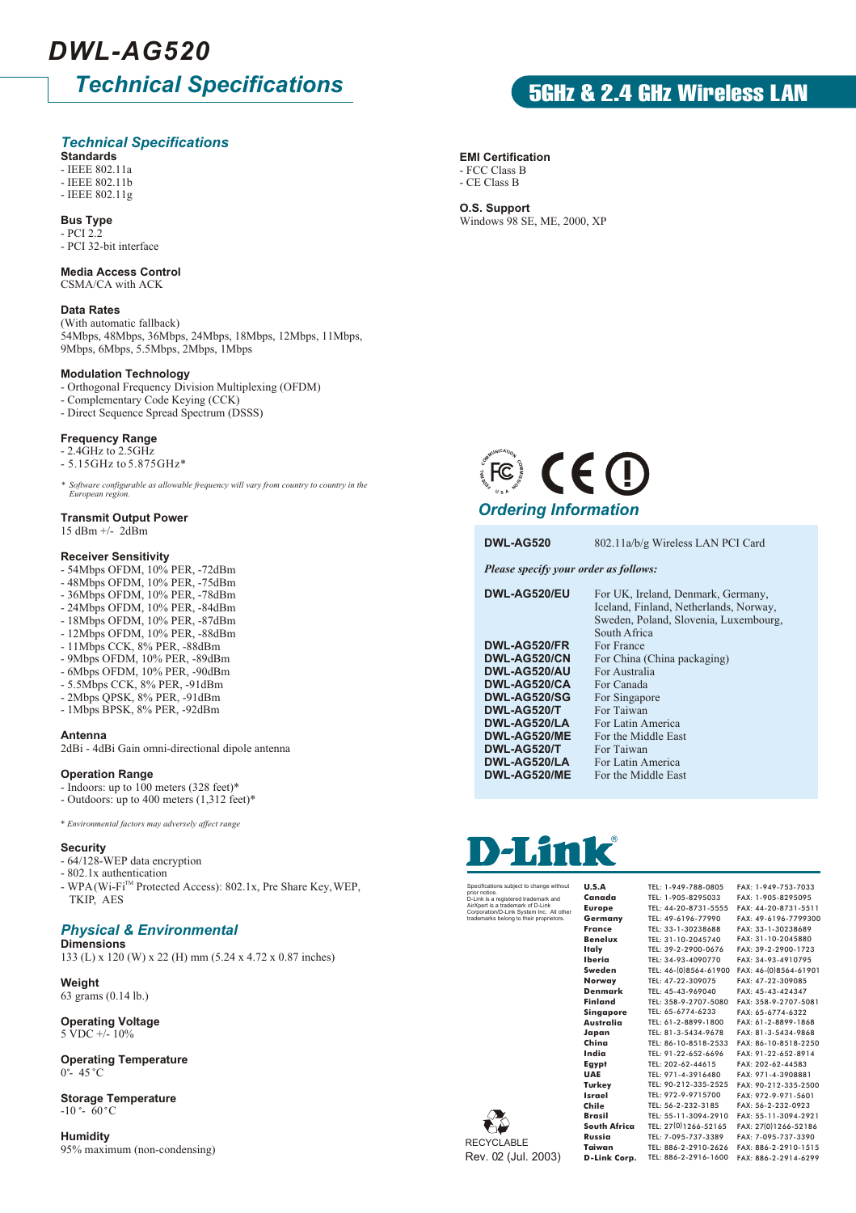# DWL-AG520

## Technical Specifications

**5GHz & 2.4 GHz Wireless LAN**

### Technical Specifications

**Standards**
- IEEE 802.11a
- IEEE 802.11b
- IEEE 802.11g

**Bus Type**
- PCI 2.2
- PCI 32-bit interface

**Media Access Control**
CSMA/CA with ACK

**Data Rates**
(With automatic fallback)
54Mbps, 48Mbps, 36Mbps, 24Mbps, 18Mbps, 12Mbps, 11Mbps, 9Mbps, 6Mbps, 5.5Mbps, 2Mbps, 1Mbps

**Modulation Technology**
- Orthogonal Frequency Division Multiplexing (OFDM)
- Complementary Code Keying (CCK)
- Direct Sequence Spread Spectrum (DSSS)

**Frequency Range**
- 2.4GHz to 2.5GHz
- 5.15GHz to 5.875GHz*

*\* Software configurable as allowable frequency will vary from country to country in the European region.*

**Transmit Output Power**
15 dBm +/- 2dBm

**Receiver Sensitivity**
- 54Mbps OFDM, 10% PER, -72dBm
- 48Mbps OFDM, 10% PER, -75dBm
- 36Mbps OFDM, 10% PER, -78dBm
- 24Mbps OFDM, 10% PER, -84dBm
- 18Mbps OFDM, 10% PER, -87dBm
- 12Mbps OFDM, 10% PER, -88dBm
- 11Mbps CCK, 8% PER, -88dBm
- 9Mbps OFDM, 10% PER, -89dBm
- 6Mbps OFDM, 10% PER, -90dBm
- 5.5Mbps CCK, 8% PER, -91dBm
- 2Mbps QPSK, 8% PER, -91dBm
- 1Mbps BPSK, 8% PER, -92dBm

**Antenna**
2dBi - 4dBi Gain omni-directional dipole antenna

**Operation Range**
- Indoors: up to 100 meters (328 feet)*
- Outdoors: up to 400 meters (1,312 feet)*

*\* Environmental factors may adversely affect range*

**Security**
- 64/128-WEP data encryption
- 802.1x authentication
- WPA(Wi-Fi™ Protected Access): 802.1x, Pre Share Key, WEP, TKIP, AES

### Physical & Environmental

**Dimensions**
133 (L) x 120 (W) x 22 (H) mm (5.24 x 4.72 x 0.87 inches)

**Weight**
63 grams (0.14 lb.)

**Operating Voltage**
5 VDC +/- 10%

**Operating Temperature**
0°- 45 °C

**Storage Temperature**
-10 °- 60 °C

**Humidity**
95% maximum (non-condensing)

**EMI Certification**
- FCC Class B
- CE Class B

**O.S. Support**
Windows 98 SE, ME, 2000, XP

### Ordering Information

| | |
|---|---|
| **DWL-AG520** | 802.11a/b/g Wireless LAN PCI Card |

*Please specify your order as follows:*

| | |
|---|---|
| **DWL-AG520/EU** | For UK, Ireland, Denmark, Germany, Iceland, Finland, Netherlands, Norway, Sweden, Poland, Slovenia, Luxembourg, South Africa |
| **DWL-AG520/FR** | For France |
| **DWL-AG520/CN** | For China (China packaging) |
| **DWL-AG520/AU** | For Australia |
| **DWL-AG520/CA** | For Canada |
| **DWL-AG520/SG** | For Singapore |
| **DWL-AG520/T** | For Taiwan |
| **DWL-AG520/LA** | For Latin America |
| **DWL-AG520/ME** | For the Middle East |
| **DWL-AG520/T** | For Taiwan |
| **DWL-AG520/LA** | For Latin America |
| **DWL-AG520/ME** | For the Middle East |

**D-Link®**

Specifications subject to change without prior notice.
D-Link is a registered trademark and AirXpert is a trademark of D-Link Corporation/D-Link System Inc. All other trademarks belong to their proprietors.

| | | |
|---|---|---|
| **U.S.A** | TEL: 1-949-788-0805 | FAX: 1-949-753-7033 |
| **Canada** | TEL: 1-905-8295033 | FAX: 1-905-8295095 |
| **Europe** | TEL: 44-20-8731-5555 | FAX: 44-20-8731-5511 |
| **Germany** | TEL: 49-6196-77990 | FAX: 49-6196-7799300 |
| **France** | TEL: 33-1-30238688 | FAX: 33-1-30238689 |
| **Benelux** | TEL: 31-10-2045740 | FAX: 31-10-2045880 |
| **Italy** | TEL: 39-2-2900-0676 | FAX: 39-2-2900-1723 |
| **Iberia** | TEL: 34-93-4090770 | FAX: 34-93-4910795 |
| **Sweden** | TEL: 46-(0)8564-61900 | FAX: 46-(0)8564-61901 |
| **Norway** | TEL: 47-22-309075 | FAX: 47-22-309085 |
| **Denmark** | TEL: 45-43-969040 | FAX: 45-43-424347 |
| **Finland** | TEL: 358-9-2707-5080 | FAX: 358-9-2707-5081 |
| **Singapore** | TEL: 65-6774-6233 | FAX: 65-6774-6322 |
| **Australia** | TEL: 61-2-8899-1800 | FAX: 61-2-8899-1868 |
| **Japan** | TEL: 81-3-5434-9678 | FAX: 81-3-5434-9868 |
| **China** | TEL: 86-10-8518-2533 | FAX: 86-10-8518-2250 |
| **India** | TEL: 91-22-652-6696 | FAX: 91-22-652-8914 |
| **Egypt** | TEL: 202-62-44615 | FAX: 202-62-44583 |
| **UAE** | TEL: 971-4-3916480 | FAX: 971-4-3908881 |
| **Turkey** | TEL: 90-212-335-2525 | FAX: 90-212-335-2500 |
| **Israel** | TEL: 972-9-9715700 | FAX: 972-9-971-5601 |
| **Chile** | TEL: 56-2-232-3185 | FAX: 56-2-232-0923 |
| **Brasil** | TEL: 55-11-3094-2910 | FAX: 55-11-3094-2921 |
| **South Africa** | TEL: 27(0)1266-52165 | FAX: 27(0)1266-52186 |
| **Russia** | TEL: 7-095-737-3389 | FAX: 7-095-737-3390 |
| **Taiwan** | TEL: 886-2-2910-2626 | FAX: 886-2-2910-1515 |
| **D-Link Corp.** | TEL: 886-2-2916-1600 | FAX: 886-2-2914-6299 |

RECYCLABLE

Rev. 02 (Jul. 2003)